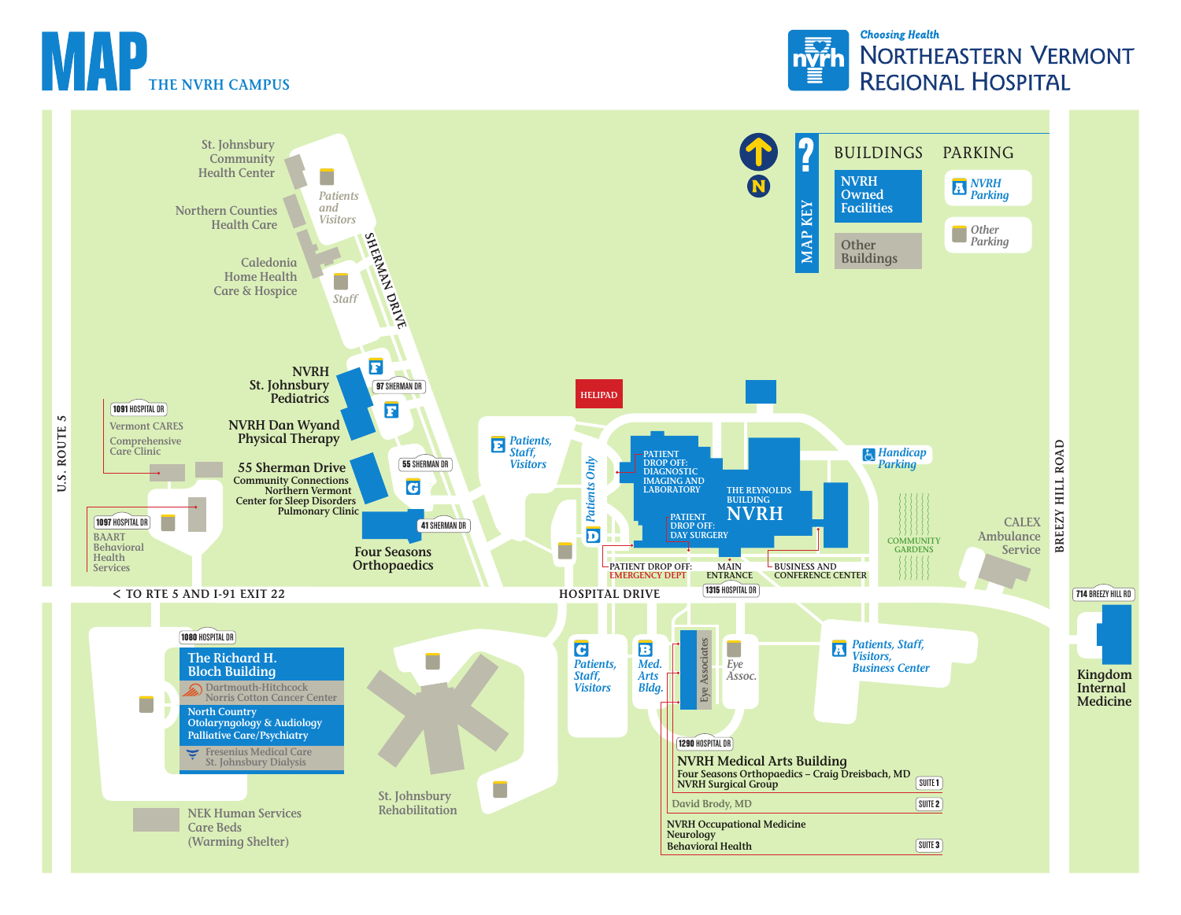# MAP

## THE NVRH CAMPUS

*Choosing Health*

**NORTHEASTERN VERMONT REGIONAL HOSPITAL**

### MAP KEY

**BUILDINGS**

- NVRH Owned Facilities
- Other Buildings

**PARKING**

- NVRH Parking
- Other Parking

N

---

St. Johnsbury Community Health Center

Patients and Visitors

Northern Counties Health Care

Caledonia Home Health Care & Hospice

Staff

SHERMAN DRIVE

NVRH St. Johnsbury Pediatrics

97 SHERMAN DR

F

NVRH Dan Wyand Physical Therapy

55 Sherman Drive
Community Connections
Northern Vermont Center for Sleep Disorders
Pulmonary Clinic

55 SHERMAN DR

G

41 SHERMAN DR

Four Seasons Orthopaedics

1091 HOSPITAL DR
Vermont CARES
Comprehensive Care Clinic

1097 HOSPITAL DR
BAART Behavioral Health Services

U.S. ROUTE 5

< TO RTE 5 AND I-91 EXIT 22

HOSPITAL DRIVE

HELIPAD

E Patients, Staff, Visitors

Patients Only

D

PATIENT DROP OFF: DIAGNOSTIC IMAGING AND LABORATORY

THE REYNOLDS BUILDING
NVRH

PATIENT DROP OFF: DAY SURGERY

PATIENT DROP OFF: EMERGENCY DEPT

MAIN ENTRANCE

1315 HOSPITAL DR

BUSINESS AND CONFERENCE CENTER

Handicap Parking

COMMUNITY GARDENS

CALEX Ambulance Service

BREEZY HILL ROAD

714 BREEZY HILL RD
Kingdom Internal Medicine

1080 HOSPITAL DR
The Richard H. Bloch Building
- Dartmouth-Hitchcock Norris Cotton Cancer Center
- North Country Otolaryngology & Audiology
- Palliative Care/Psychiatry
- Fresenius Medical Care St. Johnsbury Dialysis

NEK Human Services Care Beds (Warming Shelter)

St. Johnsbury Rehabilitation

C Patients, Staff, Visitors

B Med. Arts Bldg.

Eye Associates

Eye Assoc.

A Patients, Staff, Visitors, Business Center

1290 HOSPITAL DR
NVRH Medical Arts Building

| Tenant | Suite |
|---|---|
| Four Seasons Orthopaedics – Craig Dreisbach, MD<br>NVRH Surgical Group | SUITE 1 |
| David Brody, MD | SUITE 2 |
| NVRH Occupational Medicine<br>Neurology<br>Behavioral Health | SUITE 3 |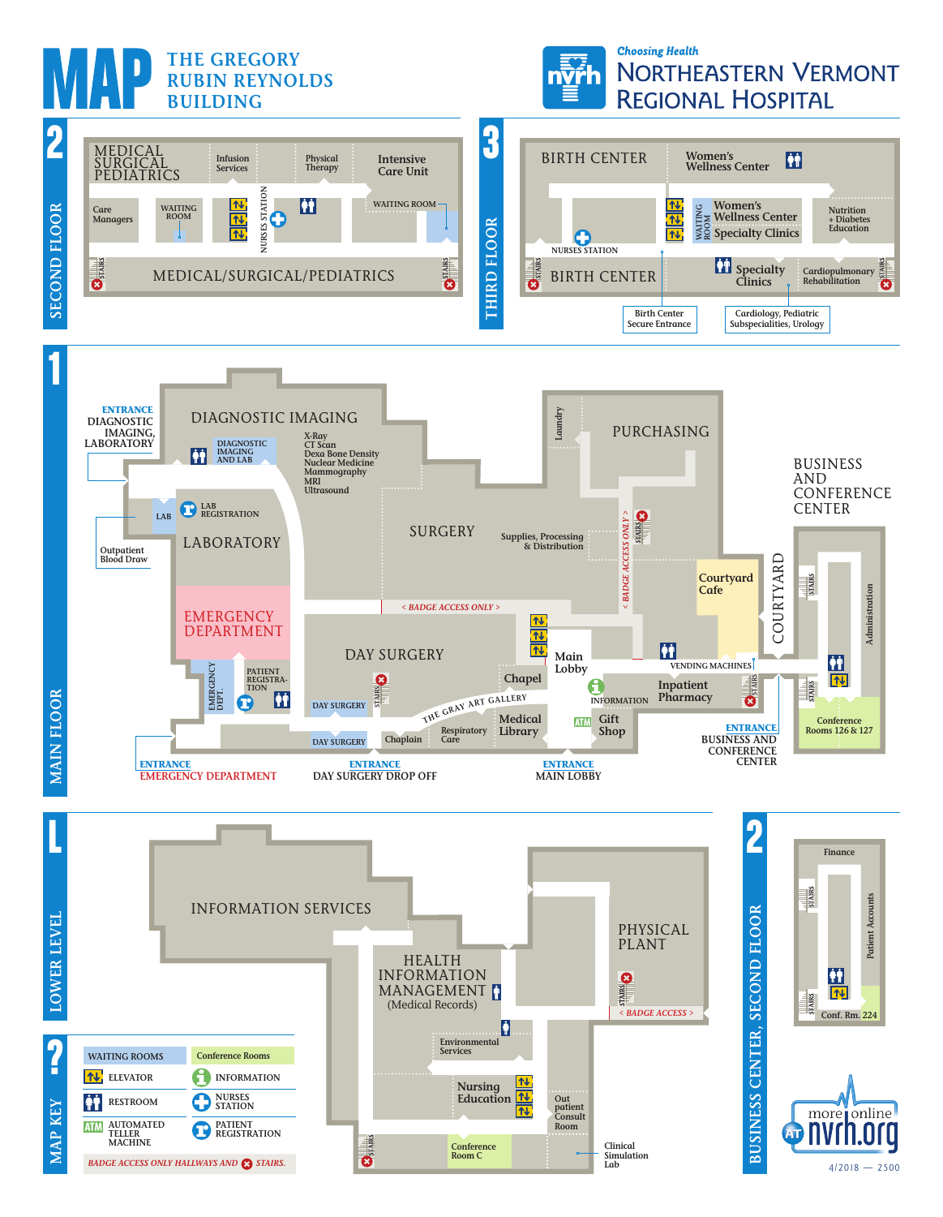# MAP

## THE GREGORY RUBIN REYNOLDS BUILDING

*Choosing Health*

**NORTHEASTERN VERMONT REGIONAL HOSPITAL**

## 2 SECOND FLOOR

MEDICAL SURGICAL PEDIATRICS

Infusion Services

Physical Therapy

Intensive Care Unit

Care Managers

WAITING ROOM

NURSES STATION

WAITING ROOM

STAIRS

MEDICAL/SURGICAL/PEDIATRICS

STAIRS

## 3 THIRD FLOOR

BIRTH CENTER

Women's Wellness Center

WAITING ROOM

Women's Wellness Center Specialty Clinics

Nutrition + Diabetes Education

NURSES STATION

STAIRS

BIRTH CENTER

Specialty Clinics

Cardiopulmonary Rehabilitation

STAIRS

Birth Center Secure Entrance

Cardiology, Pediatric Subspecialities, Urology

## 1 MAIN FLOOR

ENTRANCE DIAGNOSTIC IMAGING, LABORATORY

DIAGNOSTIC IMAGING

DIAGNOSTIC IMAGING AND LAB

X-Ray
CT Scan
Dexa Bone Density
Nuclear Medicine
Mammography
MRI
Ultrasound

Laundry

PURCHASING

BUSINESS AND CONFERENCE CENTER

LAB

LAB REGISTRATION

Outpatient Blood Draw

LABORATORY

SURGERY

Supplies, Processing & Distribution

< BADGE ACCESS ONLY >

STAIRS

Courtyard Cafe

COURTYARD

STAIRS

Administration

EMERGENCY DEPARTMENT

< BADGE ACCESS ONLY >

DAY SURGERY

Main Lobby

VENDING MACHINES

EMERGENCY DEPT.

PATIENT REGISTRATION

STAIRS

Chapel

INFORMATION

Inpatient Pharmacy

STAIRS

STAIRS

Conference Rooms 126 & 127

DAY SURGERY

THE GRAY ART GALLERY

Medical Library

ATM

Gift Shop

DAY SURGERY

Chaplain

Respiratory Care

ENTRANCE BUSINESS AND CONFERENCE CENTER

ENTRANCE EMERGENCY DEPARTMENT

ENTRANCE DAY SURGERY DROP OFF

ENTRANCE MAIN LOBBY

## L LOWER LEVEL

INFORMATION SERVICES

PHYSICAL PLANT

HEALTH INFORMATION MANAGEMENT (Medical Records)

STAIRS

< BADGE ACCESS >

Environmental Services

Nursing Education

Out patient Consult Room

STAIRS

Conference Room C

Clinical Simulation Lab

## 2 BUSINESS CENTER, SECOND FLOOR

Finance

STAIRS

Patient Accounts

STAIRS

Conf. Rm. 224

## ? MAP KEY

| | |
|---|---|
| WAITING ROOMS | Conference Rooms |
| ELEVATOR | INFORMATION |
| RESTROOM | NURSES STATION |
| AUTOMATED TELLER MACHINE | PATIENT REGISTRATION |

*BADGE ACCESS ONLY HALLWAYS AND STAIRS.*

more online nvrh.org

4/2018 — 2500